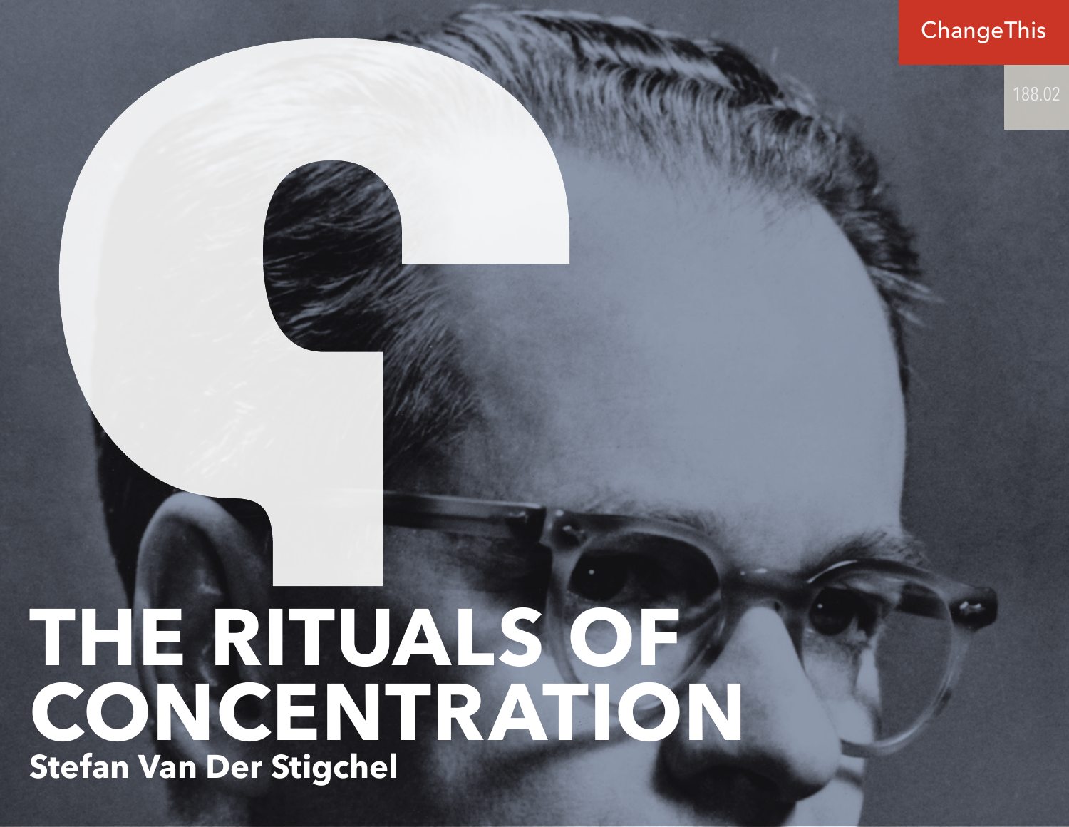# THE RITUALS OF CONCENTRATION

**Stefan Van Der Stigchel**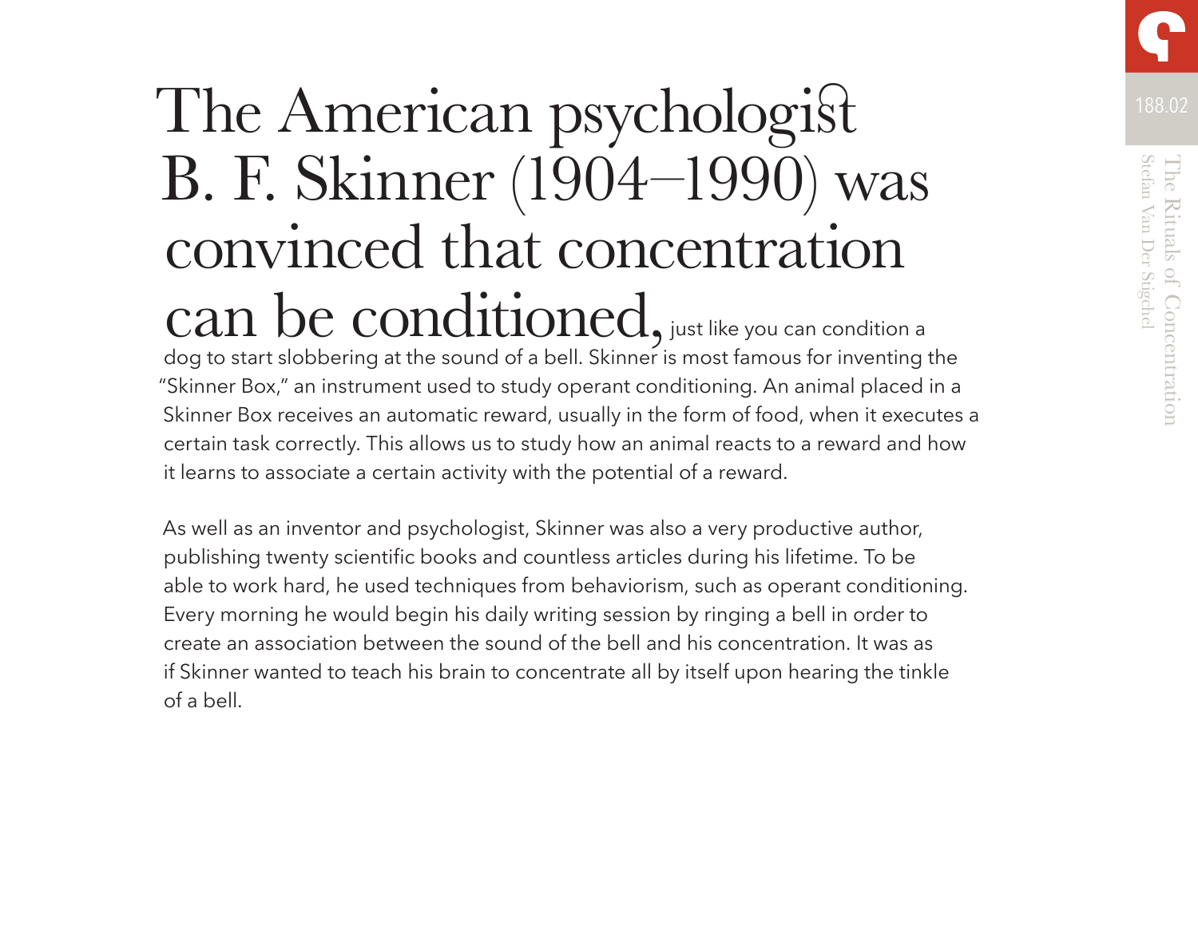The American psychologist B. F. Skinner (1904–1990) was convinced that concentration can be conditioned, just like you can condition a dog to start slobbering at the sound of a bell. Skinner is most famous for inventing the "Skinner Box," an instrument used to study operant conditioning. An animal placed in a Skinner Box receives an automatic reward, usually in the form of food, when it executes a certain task correctly. This allows us to study how an animal reacts to a reward and how it learns to associate a certain activity with the potential of a reward.

As well as an inventor and psychologist, Skinner was also a very productive author, publishing twenty scientific books and countless articles during his lifetime. To be able to work hard, he used techniques from behaviorism, such as operant conditioning. Every morning he would begin his daily writing session by ringing a bell in order to create an association between the sound of the bell and his concentration. It was as if Skinner wanted to teach his brain to concentrate all by itself upon hearing the tinkle of a bell.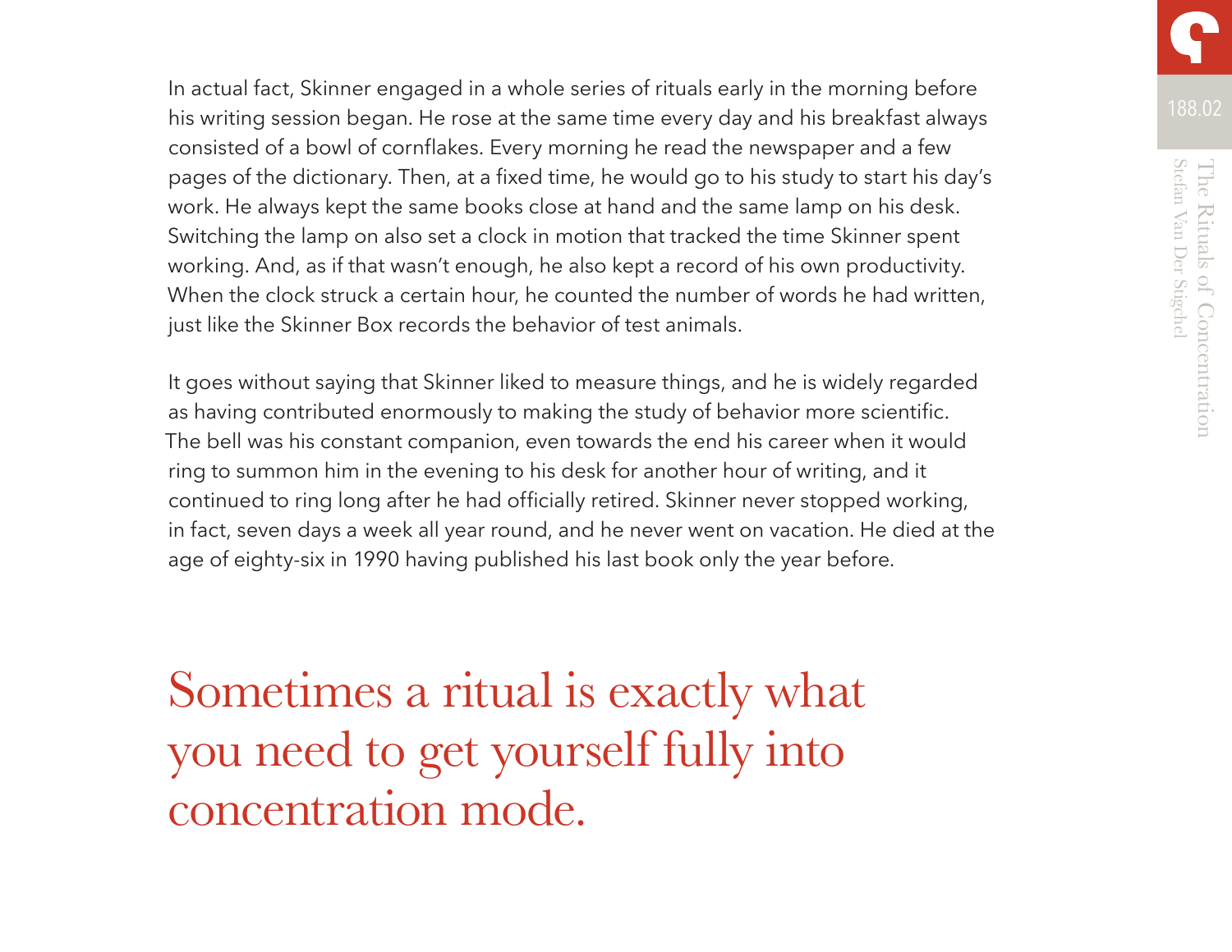In actual fact, Skinner engaged in a whole series of rituals early in the morning before his writing session began. He rose at the same time every day and his breakfast always consisted of a bowl of cornflakes. Every morning he read the newspaper and a few pages of the dictionary. Then, at a fixed time, he would go to his study to start his day's work. He always kept the same books close at hand and the same lamp on his desk. Switching the lamp on also set a clock in motion that tracked the time Skinner spent working. And, as if that wasn't enough, he also kept a record of his own productivity. When the clock struck a certain hour, he counted the number of words he had written, just like the Skinner Box records the behavior of test animals.

It goes without saying that Skinner liked to measure things, and he is widely regarded as having contributed enormously to making the study of behavior more scientific. The bell was his constant companion, even towards the end his career when it would ring to summon him in the evening to his desk for another hour of writing, and it continued to ring long after he had officially retired. Skinner never stopped working, in fact, seven days a week all year round, and he never went on vacation. He died at the age of eighty-six in 1990 having published his last book only the year before.

## Sometimes a ritual is exactly what you need to get yourself fully into concentration mode.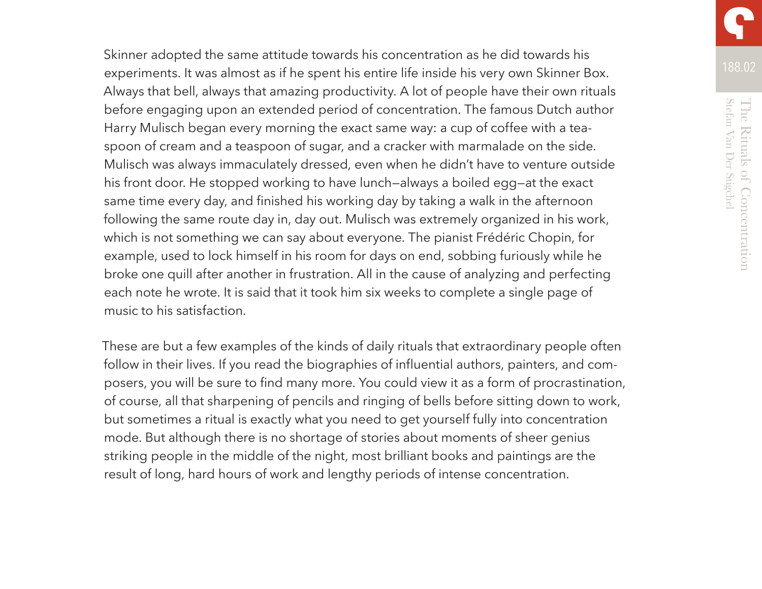Skinner adopted the same attitude towards his concentration as he did towards his experiments. It was almost as if he spent his entire life inside his very own Skinner Box. Always that bell, always that amazing productivity. A lot of people have their own rituals before engaging upon an extended period of concentration. The famous Dutch author Harry Mulisch began every morning the exact same way: a cup of coffee with a teaspoon of cream and a teaspoon of sugar, and a cracker with marmalade on the side. Mulisch was always immaculately dressed, even when he didn't have to venture outside his front door. He stopped working to have lunch—always a boiled egg—at the exact same time every day, and finished his working day by taking a walk in the afternoon following the same route day in, day out. Mulisch was extremely organized in his work, which is not something we can say about everyone. The pianist Frédéric Chopin, for example, used to lock himself in his room for days on end, sobbing furiously while he broke one quill after another in frustration. All in the cause of analyzing and perfecting each note he wrote. It is said that it took him six weeks to complete a single page of music to his satisfaction.

These are but a few examples of the kinds of daily rituals that extraordinary people often follow in their lives. If you read the biographies of influential authors, painters, and composers, you will be sure to find many more. You could view it as a form of procrastination, of course, all that sharpening of pencils and ringing of bells before sitting down to work, but sometimes a ritual is exactly what you need to get yourself fully into concentration mode. But although there is no shortage of stories about moments of sheer genius striking people in the middle of the night, most brilliant books and paintings are the result of long, hard hours of work and lengthy periods of intense concentration.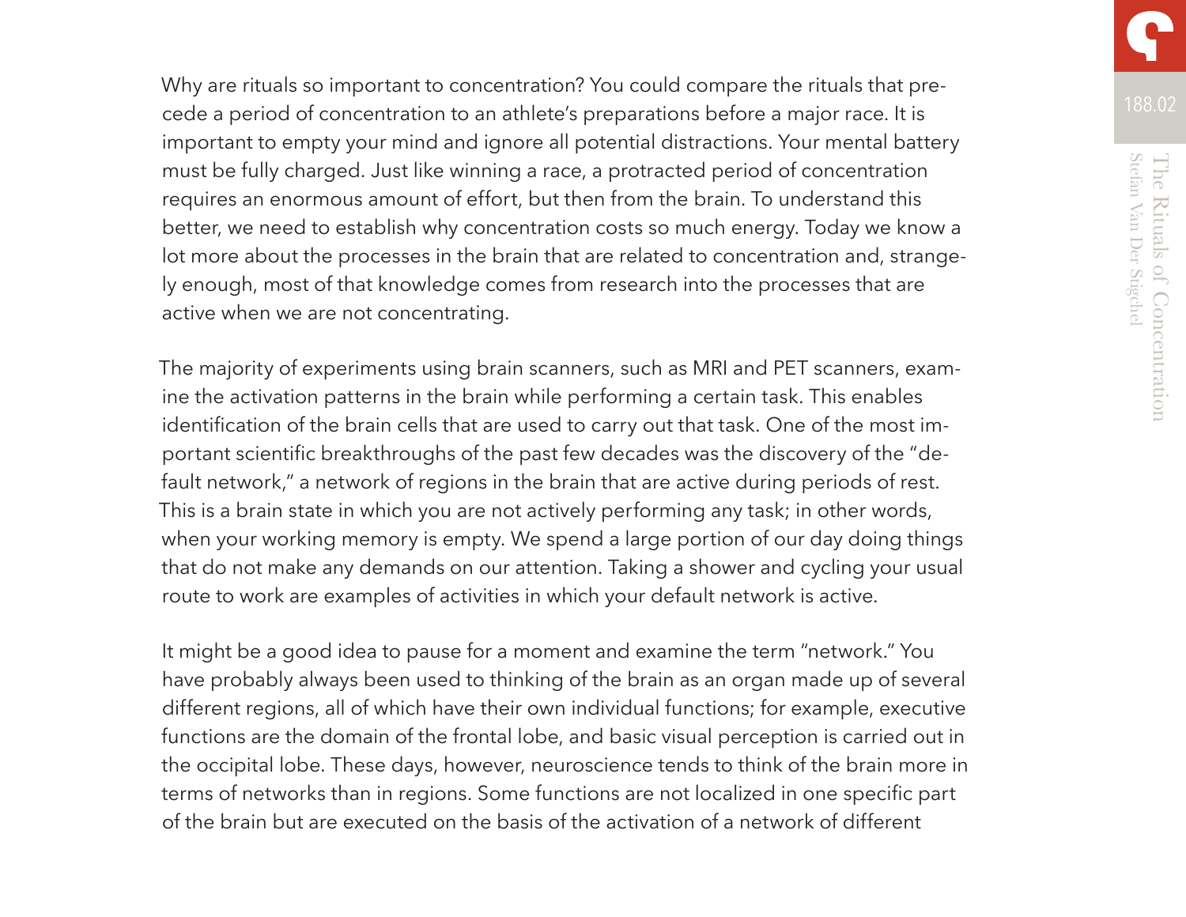Why are rituals so important to concentration? You could compare the rituals that precede a period of concentration to an athlete's preparations before a major race. It is important to empty your mind and ignore all potential distractions. Your mental battery must be fully charged. Just like winning a race, a protracted period of concentration requires an enormous amount of effort, but then from the brain. To understand this better, we need to establish why concentration costs so much energy. Today we know a lot more about the processes in the brain that are related to concentration and, strangely enough, most of that knowledge comes from research into the processes that are active when we are not concentrating.

The majority of experiments using brain scanners, such as MRI and PET scanners, examine the activation patterns in the brain while performing a certain task. This enables identification of the brain cells that are used to carry out that task. One of the most important scientific breakthroughs of the past few decades was the discovery of the "default network," a network of regions in the brain that are active during periods of rest. This is a brain state in which you are not actively performing any task; in other words, when your working memory is empty. We spend a large portion of our day doing things that do not make any demands on our attention. Taking a shower and cycling your usual route to work are examples of activities in which your default network is active.

It might be a good idea to pause for a moment and examine the term "network." You have probably always been used to thinking of the brain as an organ made up of several different regions, all of which have their own individual functions; for example, executive functions are the domain of the frontal lobe, and basic visual perception is carried out in the occipital lobe. These days, however, neuroscience tends to think of the brain more in terms of networks than in regions. Some functions are not localized in one specific part of the brain but are executed on the basis of the activation of a network of different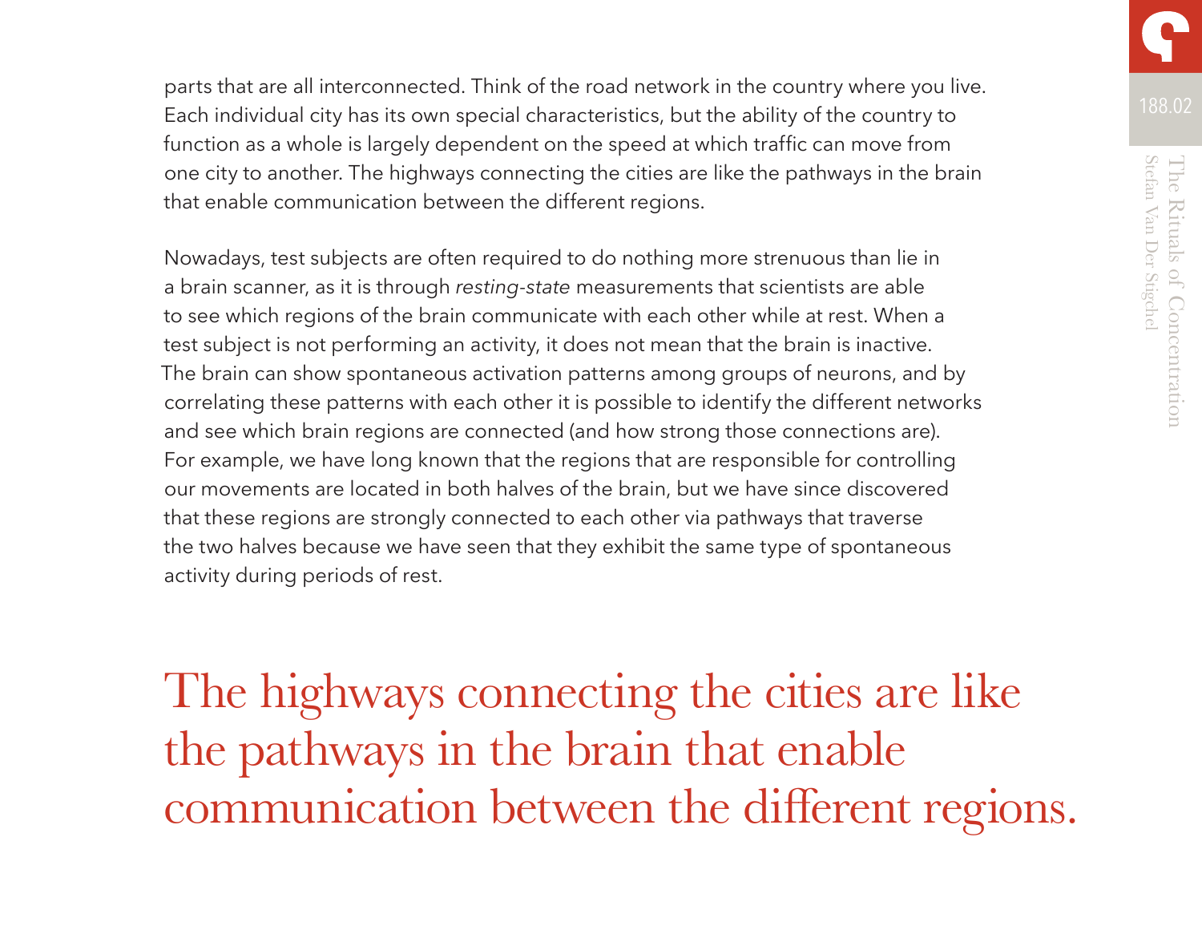parts that are all interconnected. Think of the road network in the country where you live. Each individual city has its own special characteristics, but the ability of the country to function as a whole is largely dependent on the speed at which traffic can move from one city to another. The highways connecting the cities are like the pathways in the brain that enable communication between the different regions.

Nowadays, test subjects are often required to do nothing more strenuous than lie in a brain scanner, as it is through *resting-state* measurements that scientists are able to see which regions of the brain communicate with each other while at rest. When a test subject is not performing an activity, it does not mean that the brain is inactive. The brain can show spontaneous activation patterns among groups of neurons, and by correlating these patterns with each other it is possible to identify the different networks and see which brain regions are connected (and how strong those connections are). For example, we have long known that the regions that are responsible for controlling our movements are located in both halves of the brain, but we have since discovered that these regions are strongly connected to each other via pathways that traverse the two halves because we have seen that they exhibit the same type of spontaneous activity during periods of rest.

> The highways connecting the cities are like the pathways in the brain that enable communication between the different regions.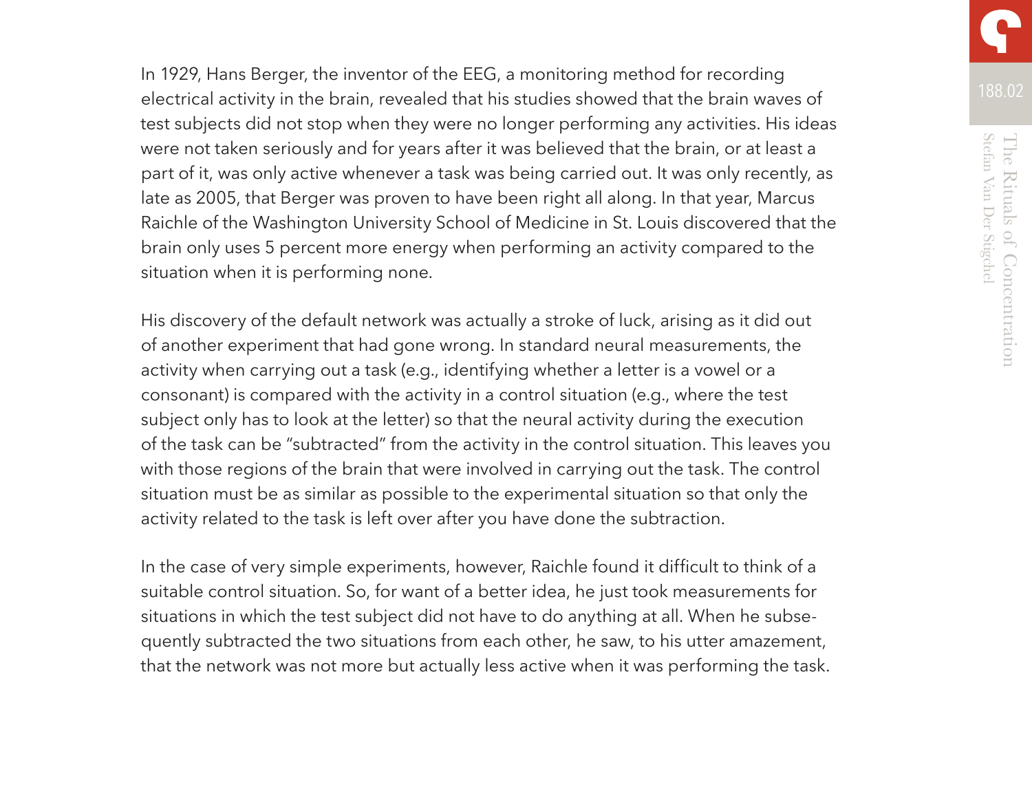In 1929, Hans Berger, the inventor of the EEG, a monitoring method for recording electrical activity in the brain, revealed that his studies showed that the brain waves of test subjects did not stop when they were no longer performing any activities. His ideas were not taken seriously and for years after it was believed that the brain, or at least a part of it, was only active whenever a task was being carried out. It was only recently, as late as 2005, that Berger was proven to have been right all along. In that year, Marcus Raichle of the Washington University School of Medicine in St. Louis discovered that the brain only uses 5 percent more energy when performing an activity compared to the situation when it is performing none.

His discovery of the default network was actually a stroke of luck, arising as it did out of another experiment that had gone wrong. In standard neural measurements, the activity when carrying out a task (e.g., identifying whether a letter is a vowel or a consonant) is compared with the activity in a control situation (e.g., where the test subject only has to look at the letter) so that the neural activity during the execution of the task can be "subtracted" from the activity in the control situation. This leaves you with those regions of the brain that were involved in carrying out the task. The control situation must be as similar as possible to the experimental situation so that only the activity related to the task is left over after you have done the subtraction.

In the case of very simple experiments, however, Raichle found it difficult to think of a suitable control situation. So, for want of a better idea, he just took measurements for situations in which the test subject did not have to do anything at all. When he subsequently subtracted the two situations from each other, he saw, to his utter amazement, that the network was not more but actually less active when it was performing the task.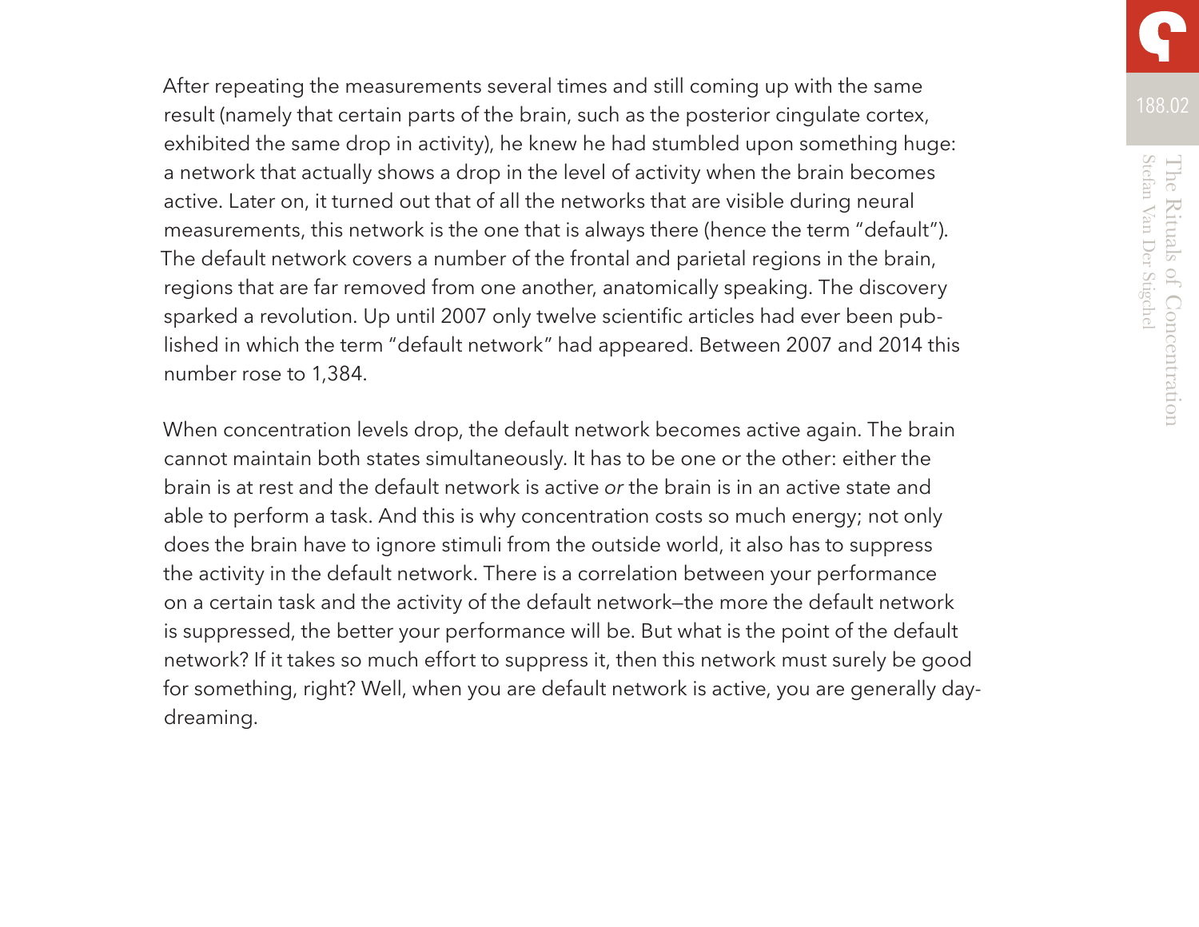After repeating the measurements several times and still coming up with the same result (namely that certain parts of the brain, such as the posterior cingulate cortex, exhibited the same drop in activity), he knew he had stumbled upon something huge: a network that actually shows a drop in the level of activity when the brain becomes active. Later on, it turned out that of all the networks that are visible during neural measurements, this network is the one that is always there (hence the term "default"). The default network covers a number of the frontal and parietal regions in the brain, regions that are far removed from one another, anatomically speaking. The discovery sparked a revolution. Up until 2007 only twelve scientific articles had ever been published in which the term "default network" had appeared. Between 2007 and 2014 this number rose to 1,384.

When concentration levels drop, the default network becomes active again. The brain cannot maintain both states simultaneously. It has to be one or the other: either the brain is at rest and the default network is active *or* the brain is in an active state and able to perform a task. And this is why concentration costs so much energy; not only does the brain have to ignore stimuli from the outside world, it also has to suppress the activity in the default network. There is a correlation between your performance on a certain task and the activity of the default network—the more the default network is suppressed, the better your performance will be. But what is the point of the default network? If it takes so much effort to suppress it, then this network must surely be good for something, right? Well, when you are default network is active, you are generally daydreaming.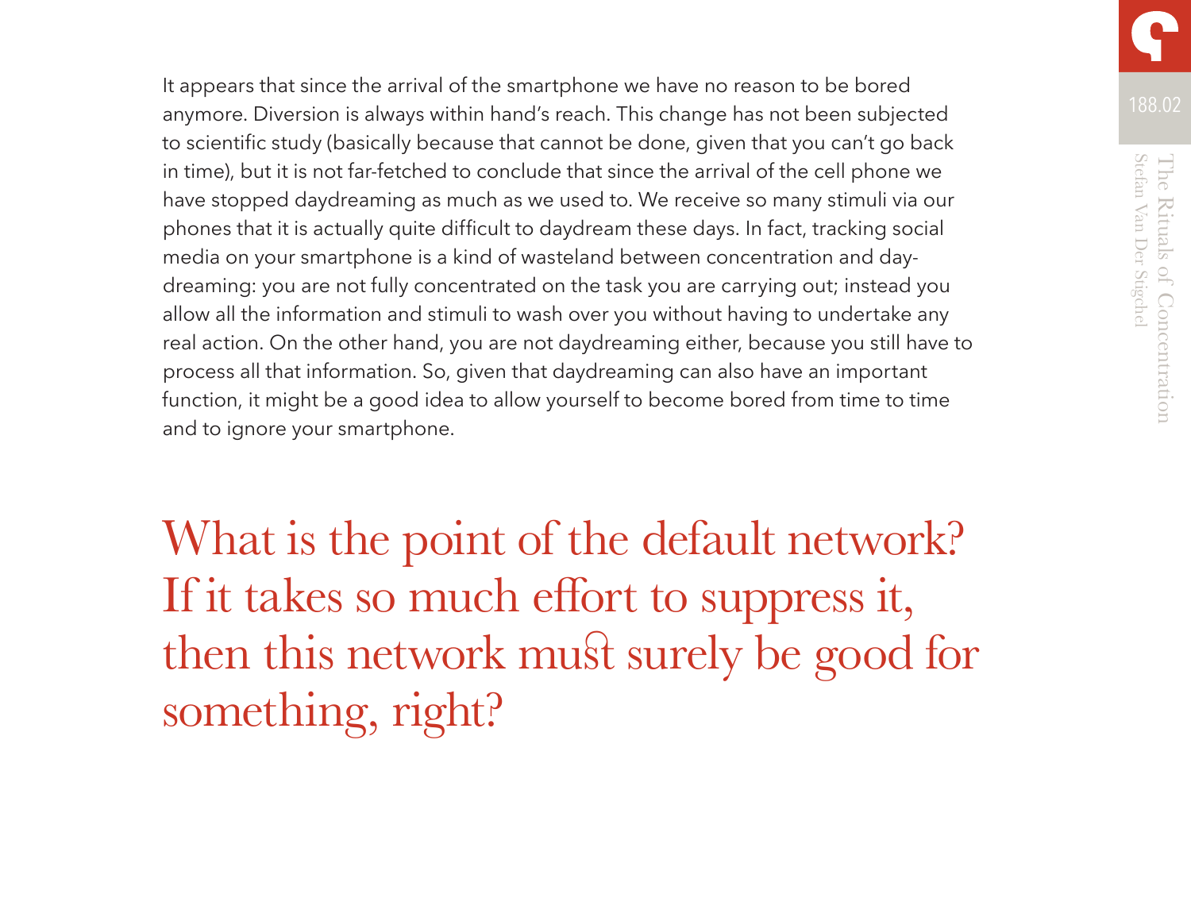It appears that since the arrival of the smartphone we have no reason to be bored anymore. Diversion is always within hand's reach. This change has not been subjected to scientific study (basically because that cannot be done, given that you can't go back in time), but it is not far-fetched to conclude that since the arrival of the cell phone we have stopped daydreaming as much as we used to. We receive so many stimuli via our phones that it is actually quite difficult to daydream these days. In fact, tracking social media on your smartphone is a kind of wasteland between concentration and daydreaming: you are not fully concentrated on the task you are carrying out; instead you allow all the information and stimuli to wash over you without having to undertake any real action. On the other hand, you are not daydreaming either, because you still have to process all that information. So, given that daydreaming can also have an important function, it might be a good idea to allow yourself to become bored from time to time and to ignore your smartphone.

## What is the point of the default network? If it takes so much effort to suppress it, then this network must surely be good for something, right?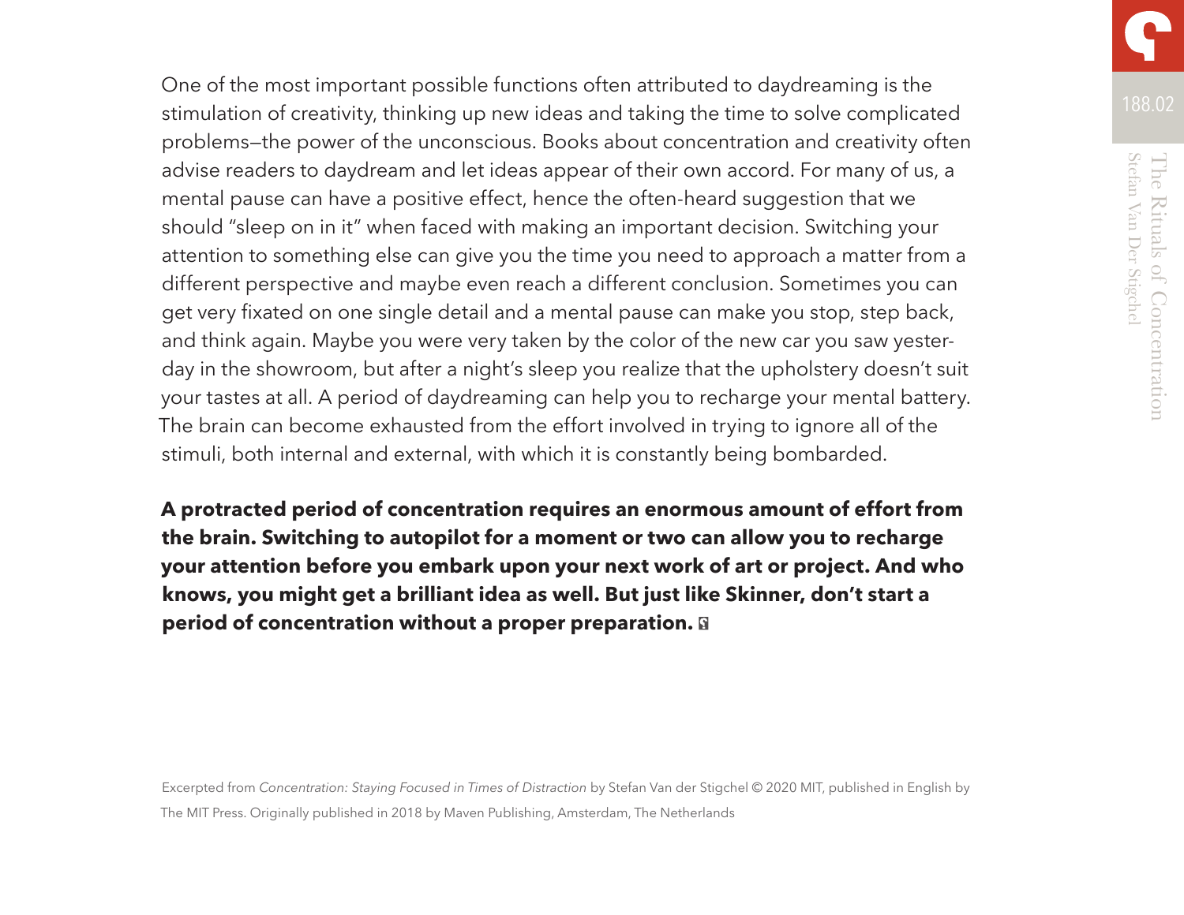One of the most important possible functions often attributed to daydreaming is the stimulation of creativity, thinking up new ideas and taking the time to solve complicated problems—the power of the unconscious. Books about concentration and creativity often advise readers to daydream and let ideas appear of their own accord. For many of us, a mental pause can have a positive effect, hence the often-heard suggestion that we should "sleep on in it" when faced with making an important decision. Switching your attention to something else can give you the time you need to approach a matter from a different perspective and maybe even reach a different conclusion. Sometimes you can get very fixated on one single detail and a mental pause can make you stop, step back, and think again. Maybe you were very taken by the color of the new car you saw yesterday in the showroom, but after a night's sleep you realize that the upholstery doesn't suit your tastes at all. A period of daydreaming can help you to recharge your mental battery. The brain can become exhausted from the effort involved in trying to ignore all of the stimuli, both internal and external, with which it is constantly being bombarded.

**A protracted period of concentration requires an enormous amount of effort from the brain. Switching to autopilot for a moment or two can allow you to recharge your attention before you embark upon your next work of art or project. And who knows, you might get a brilliant idea as well. But just like Skinner, don't start a period of concentration without a proper preparation.**

Excerpted from *Concentration: Staying Focused in Times of Distraction* by Stefan Van der Stigchel © 2020 MIT, published in English by The MIT Press. Originally published in 2018 by Maven Publishing, Amsterdam, The Netherlands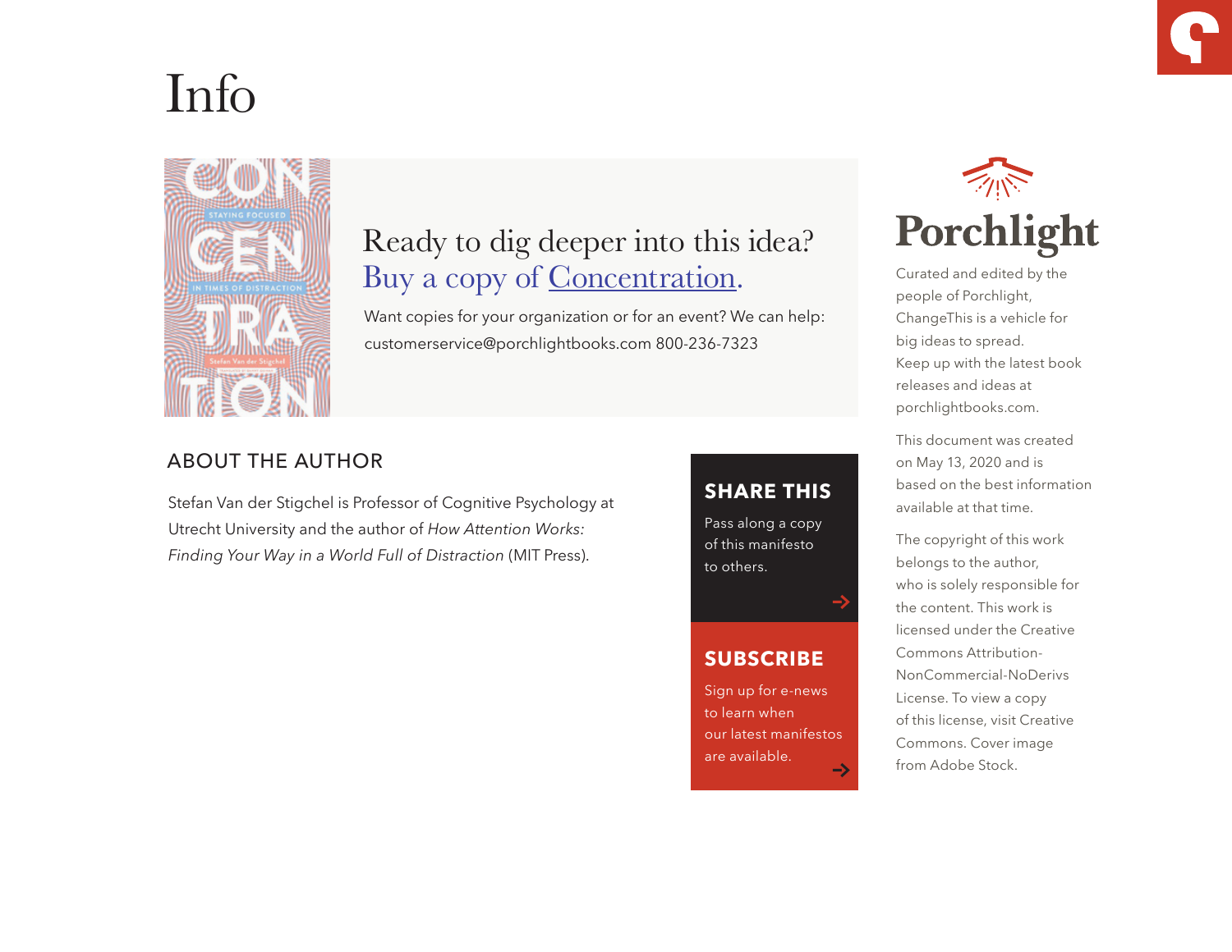# Info

Ready to dig deeper into this idea?
Buy a copy of Concentration.

Want copies for your organization or for an event? We can help:
customerservice@porchlightbooks.com 800-236-7323

## ABOUT THE AUTHOR

Stefan Van der Stigchel is Professor of Cognitive Psychology at Utrecht University and the author of *How Attention Works: Finding Your Way in a World Full of Distraction* (MIT Press).

**SHARE THIS**

Pass along a copy of this manifesto to others.

**SUBSCRIBE**

Sign up for e-news to learn when our latest manifestos are available.

Porchlight

Curated and edited by the people of Porchlight, ChangeThis is a vehicle for big ideas to spread. Keep up with the latest book releases and ideas at porchlightbooks.com.

This document was created on May 13, 2020 and is based on the best information available at that time.

The copyright of this work belongs to the author, who is solely responsible for the content. This work is licensed under the Creative Commons Attribution-NonCommercial-NoDerivs License. To view a copy of this license, visit Creative Commons. Cover image from Adobe Stock.